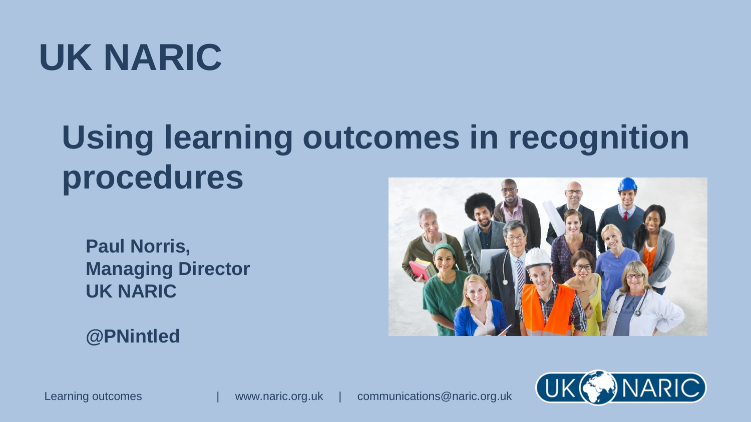# UK NARIC

## Using learning outcomes in recognition procedures

**Paul Norris,**
**Managing Director**
**UK NARIC**

**@PNintled**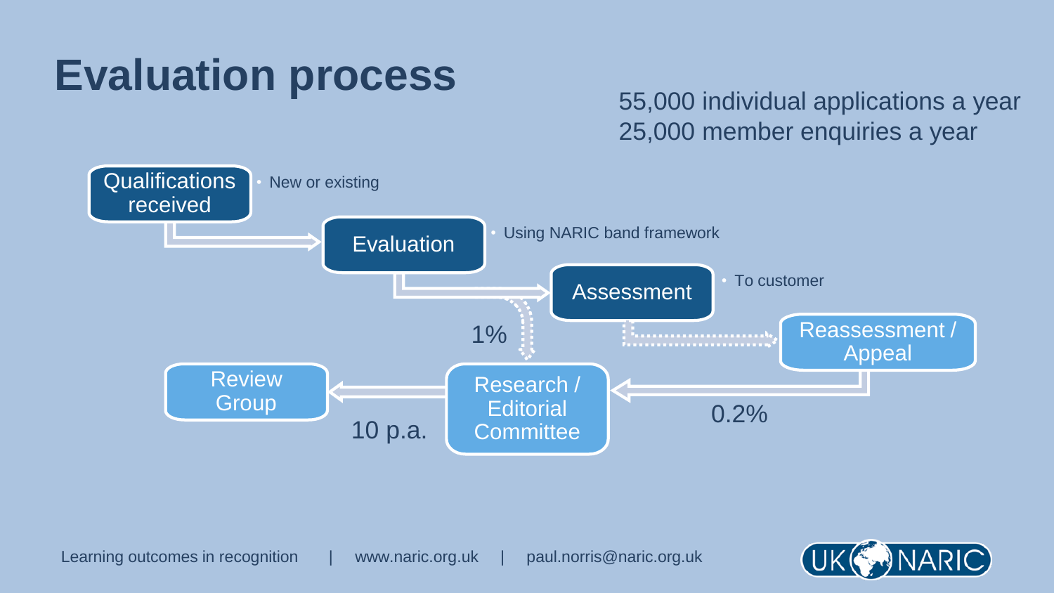# Evaluation process

55,000 individual applications a year
25,000 member enquiries a year

- **Qualifications received**
  - New or existing
- **Evaluation**
  - Using NARIC band framework
- **Assessment**
  - To customer
- **Reassessment / Appeal**
- **Research / Editorial Committee**
- **Review Group**

1%

0.2%

10 p.a.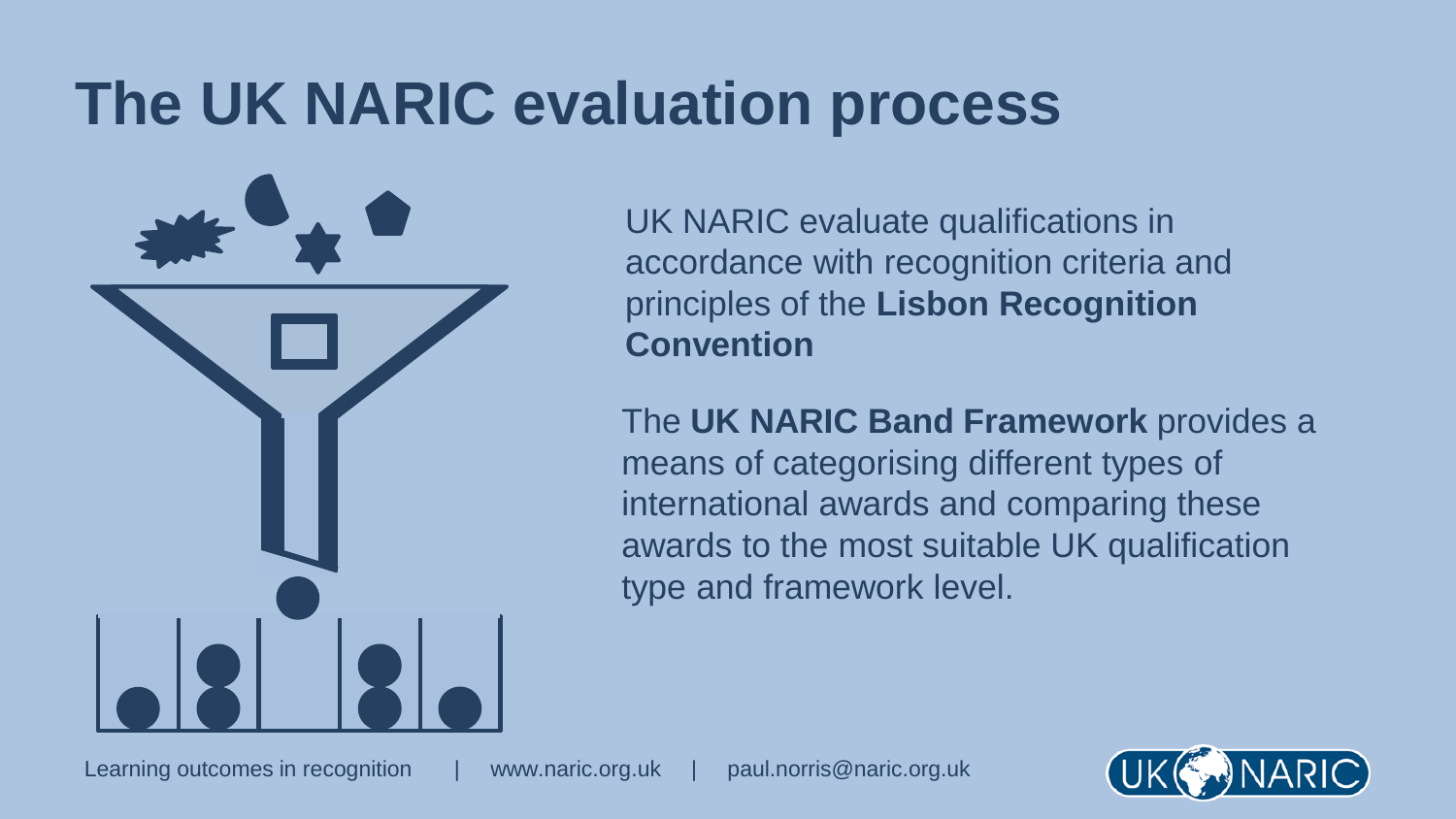# The UK NARIC evaluation process

UK NARIC evaluate qualifications in accordance with recognition criteria and principles of the **Lisbon Recognition Convention**

The **UK NARIC Band Framework** provides a means of categorising different types of international awards and comparing these awards to the most suitable UK qualification type and framework level.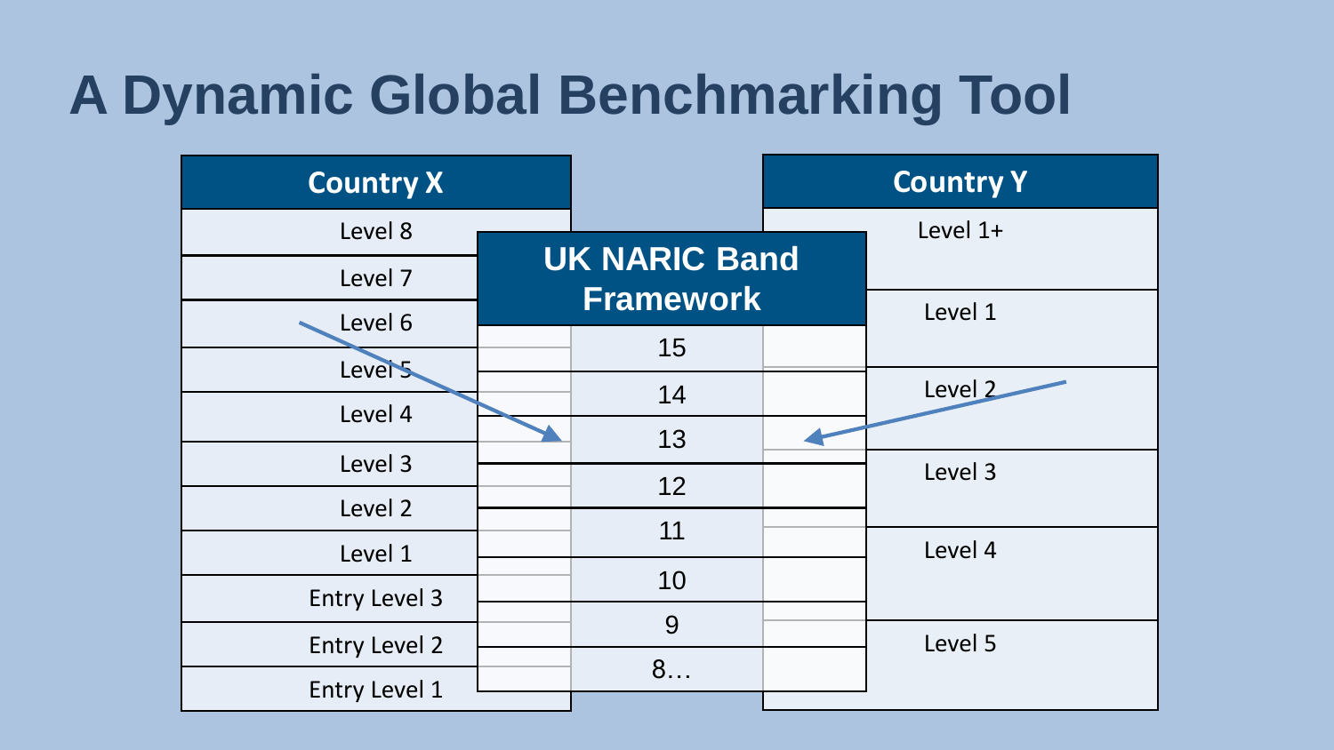# A Dynamic Global Benchmarking Tool

| Country X |
|---|
| Level 8 |
| Level 7 |
| Level 6 |
| Level 5 |
| Level 4 |
| Level 3 |
| Level 2 |
| Level 1 |
| Entry Level 3 |
| Entry Level 2 |
| Entry Level 1 |

| UK NARIC Band Framework |
|---|
| 15 |
| 14 |
| 13 |
| 12 |
| 11 |
| 10 |
| 9 |
| 8… |

| Country Y |
|---|
| Level 1+ |
| Level 1 |
| Level 2 |
| Level 3 |
| Level 4 |
| Level 5 |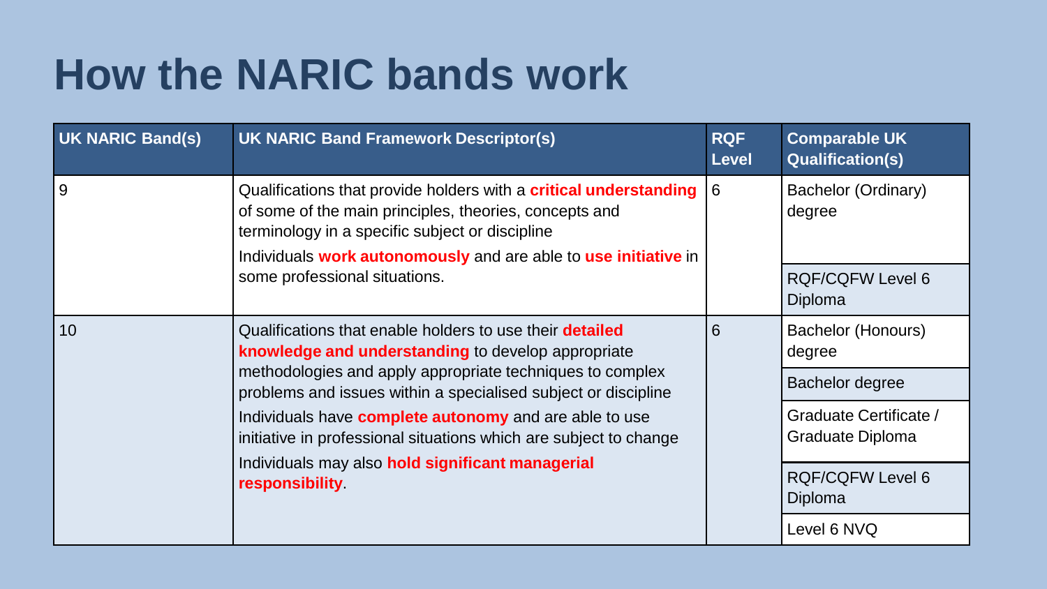# How the NARIC bands work

| UK NARIC Band(s) | UK NARIC Band Framework Descriptor(s) | RQF Level | Comparable UK Qualification(s) |
|---|---|---|---|
| 9 | Qualifications that provide holders with a **critical understanding** of some of the main principles, theories, concepts and terminology in a specific subject or discipline<br>Individuals **work autonomously** and are able to **use initiative** in some professional situations. | 6 | Bachelor (Ordinary) degree |
| | | | RQF/CQFW Level 6 Diploma |
| 10 | Qualifications that enable holders to use their **detailed knowledge and understanding** to develop appropriate methodologies and apply appropriate techniques to complex problems and issues within a specialised subject or discipline<br>Individuals have **complete autonomy** and are able to use initiative in professional situations which are subject to change<br>Individuals may also **hold significant managerial responsibility**. | 6 | Bachelor (Honours) degree |
| | | | Bachelor degree |
| | | | Graduate Certificate / Graduate Diploma |
| | | | RQF/CQFW Level 6 Diploma |
| | | | Level 6 NVQ |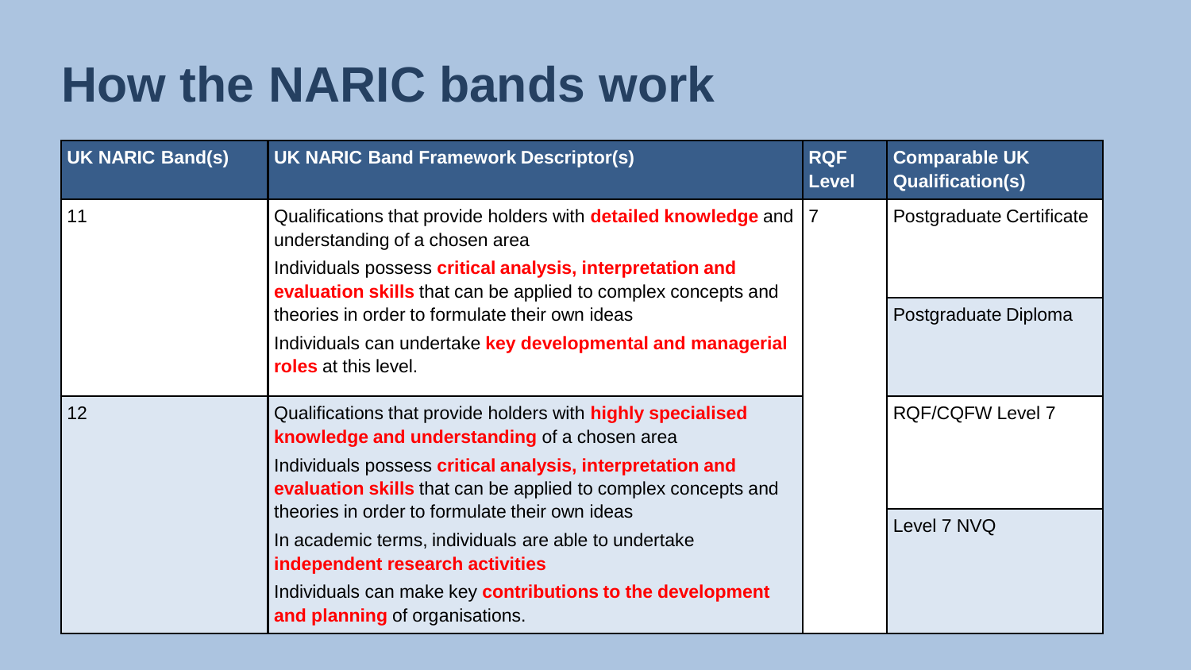# How the NARIC bands work

| UK NARIC Band(s) | UK NARIC Band Framework Descriptor(s) | RQF Level | Comparable UK Qualification(s) |
|---|---|---|---|
| 11 | Qualifications that provide holders with **detailed knowledge** and understanding of a chosen area<br>Individuals possess **critical analysis, interpretation and evaluation skills** that can be applied to complex concepts and theories in order to formulate their own ideas<br>Individuals can undertake **key developmental and managerial roles** at this level. | 7 | Postgraduate Certificate<br>Postgraduate Diploma |
| 12 | Qualifications that provide holders with **highly specialised knowledge and understanding** of a chosen area<br>Individuals possess **critical analysis, interpretation and evaluation skills** that can be applied to complex concepts and theories in order to formulate their own ideas<br>In academic terms, individuals are able to undertake **independent research activities**<br>Individuals can make key **contributions to the development and planning** of organisations. | | RQF/CQFW Level 7<br>Level 7 NVQ |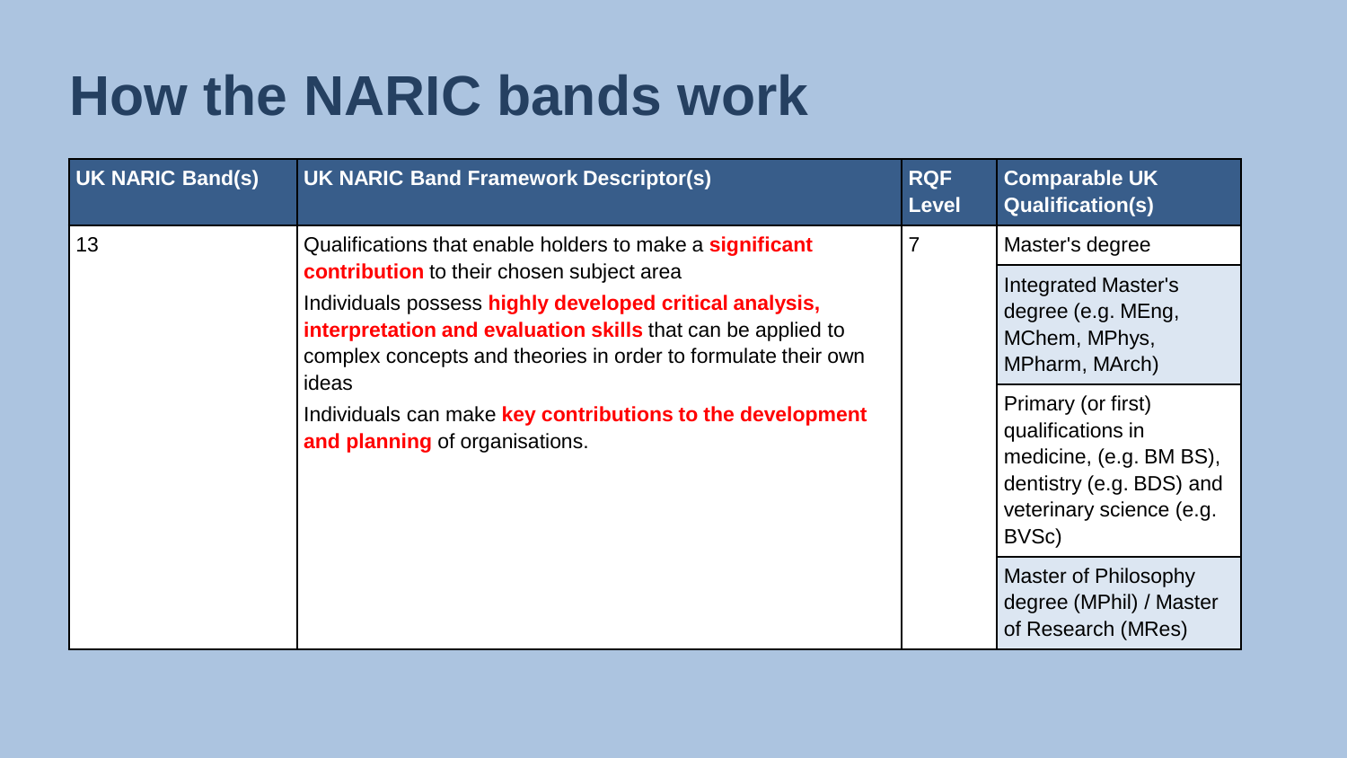# How the NARIC bands work

| UK NARIC Band(s) | UK NARIC Band Framework Descriptor(s) | RQF Level | Comparable UK Qualification(s) |
|---|---|---|---|
| 13 | Qualifications that enable holders to make a **significant contribution** to their chosen subject area<br>Individuals possess **highly developed critical analysis, interpretation and evaluation skills** that can be applied to complex concepts and theories in order to formulate their own ideas<br>Individuals can make **key contributions to the development and planning** of organisations. | 7 | Master's degree |
| | | | Integrated Master's degree (e.g. MEng, MChem, MPhys, MPharm, MArch) |
| | | | Primary (or first) qualifications in medicine, (e.g. BM BS), dentistry (e.g. BDS) and veterinary science (e.g. BVSc) |
| | | | Master of Philosophy degree (MPhil) / Master of Research (MRes) |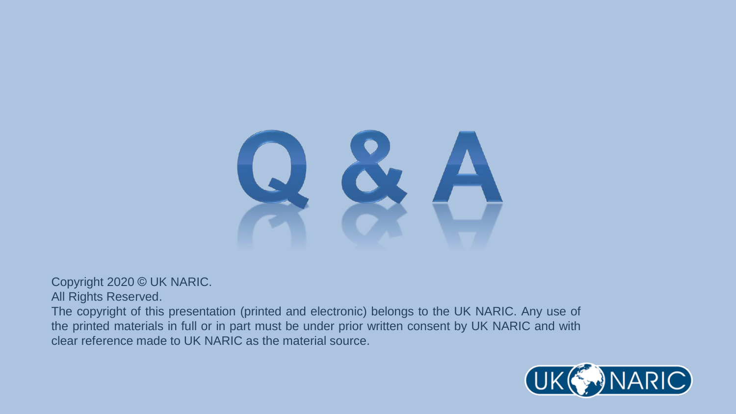# Q & A

Copyright 2020 © UK NARIC.
All Rights Reserved.
The copyright of this presentation (printed and electronic) belongs to the UK NARIC. Any use of the printed materials in full or in part must be under prior written consent by UK NARIC and with clear reference made to UK NARIC as the material source.

UK NARIC